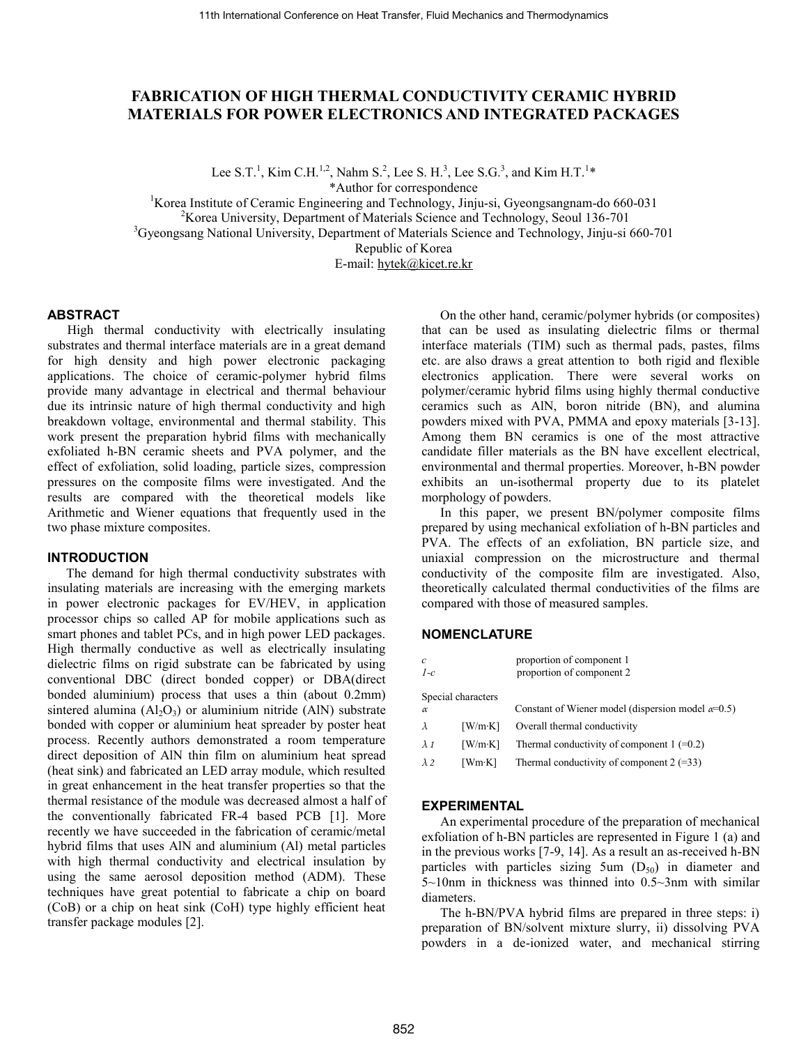# FABRICATION OF HIGH THERMAL CONDUCTIVITY CERAMIC HYBRID MATERIALS FOR POWER ELECTRONICS AND INTEGRATED PACKAGES

Lee S.T.[1], Kim C.H.[1,2], Nahm S.[2], Lee S. H.[3], Lee S.G.[3], and Kim H.T.[1]*
*Author for correspondence
[1]Korea Institute of Ceramic Engineering and Technology, Jinju-si, Gyeongsangnam-do 660-031
[2]Korea University, Department of Materials Science and Technology, Seoul 136-701
[3]Gyeongsang National University, Department of Materials Science and Technology, Jinju-si 660-701
Republic of Korea
E-mail: hytek@kicet.re.kr

## ABSTRACT

High thermal conductivity with electrically insulating substrates and thermal interface materials are in a great demand for high density and high power electronic packaging applications. The choice of ceramic-polymer hybrid films provide many advantage in electrical and thermal behaviour due its intrinsic nature of high thermal conductivity and high breakdown voltage, environmental and thermal stability. This work present the preparation hybrid films with mechanically exfoliated h-BN ceramic sheets and PVA polymer, and the effect of exfoliation, solid loading, particle sizes, compression pressures on the composite films were investigated. And the results are compared with the theoretical models like Arithmetic and Wiener equations that frequently used in the two phase mixture composites.

## INTRODUCTION

The demand for high thermal conductivity substrates with insulating materials are increasing with the emerging markets in power electronic packages for EV/HEV, in application processor chips so called AP for mobile applications such as smart phones and tablet PCs, and in high power LED packages. High thermally conductive as well as electrically insulating dielectric films on rigid substrate can be fabricated by using conventional DBC (direct bonded copper) or DBA(direct bonded aluminium) process that uses a thin (about 0.2mm) sintered alumina ($Al_2O_3$) or aluminium nitride (AlN) substrate bonded with copper or aluminium heat spreader by poster heat process. Recently authors demonstrated a room temperature direct deposition of AlN thin film on aluminium heat spread (heat sink) and fabricated an LED array module, which resulted in great enhancement in the heat transfer properties so that the thermal resistance of the module was decreased almost a half of the conventionally fabricated FR-4 based PCB [1]. More recently we have succeeded in the fabrication of ceramic/metal hybrid films that uses AlN and aluminium (Al) metal particles with high thermal conductivity and electrical insulation by using the same aerosol deposition method (ADM). These techniques have great potential to fabricate a chip on board (CoB) or a chip on heat sink (CoH) type highly efficient heat transfer package modules [2].

On the other hand, ceramic/polymer hybrids (or composites) that can be used as insulating dielectric films or thermal interface materials (TIM) such as thermal pads, pastes, films etc. are also draws a great attention to both rigid and flexible electronics application. There were several works on polymer/ceramic hybrid films using highly thermal conductive ceramics such as AlN, boron nitride (BN), and alumina powders mixed with PVA, PMMA and epoxy materials [3-13]. Among them BN ceramics is one of the most attractive candidate filler materials as the BN have excellent electrical, environmental and thermal properties. Moreover, h-BN powder exhibits an un-isothermal property due to its platelet morphology of powders.

In this paper, we present BN/polymer composite films prepared by using mechanical exfoliation of h-BN particles and PVA. The effects of an exfoliation, BN particle size, and uniaxial compression on the microstructure and thermal conductivity of the composite film are investigated. Also, theoretically calculated thermal conductivities of the films are compared with those of measured samples.

## NOMENCLATURE

| | | |
|---|---|---|
| $c$ | | proportion of component 1 |
| $1$-$c$ | | proportion of component 2 |
| Special characters | | |
| $\alpha$ | | Constant of Wiener model (dispersion model $\alpha$=0.5) |
| $\lambda$ | [W/m·K] | Overall thermal conductivity |
| $\lambda_1$ | [W/m·K] | Thermal conductivity of component 1 (=0.2) |
| $\lambda_2$ | [Wm·K] | Thermal conductivity of component 2 (=33) |

## EXPERIMENTAL

An experimental procedure of the preparation of mechanical exfoliation of h-BN particles are represented in Figure 1 (a) and in the previous works [7-9, 14]. As a result an as-received h-BN particles with particles sizing 5um ($D_{50}$) in diameter and 5~10nm in thickness was thinned into 0.5~3nm with similar diameters.

The h-BN/PVA hybrid films are prepared in three steps: i) preparation of BN/solvent mixture slurry, ii) dissolving PVA powders in a de-ionized water, and mechanical stirring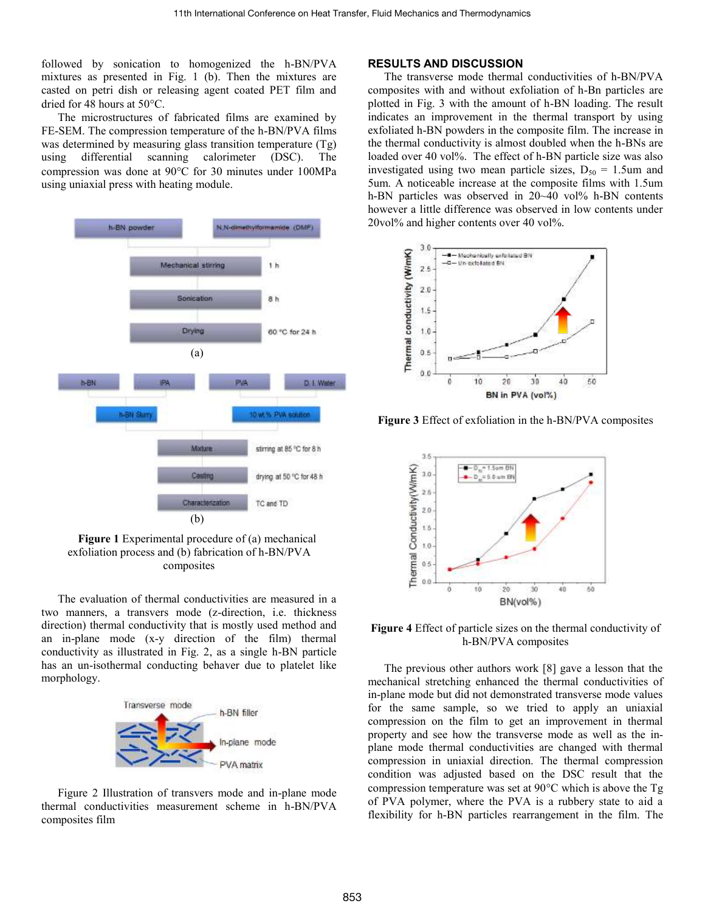followed by sonication to homogenized the h-BN/PVA mixtures as presented in Fig. 1 (b). Then the mixtures are casted on petri dish or releasing agent coated PET film and dried for 48 hours at 50°C.

The microstructures of fabricated films are examined by FE-SEM. The compression temperature of the h-BN/PVA films was determined by measuring glass transition temperature (Tg) using differential scanning calorimeter (DSC). The compression was done at 90°C for 30 minutes under 100MPa using uniaxial press with heating module.

Figure 1 Experimental procedure of (a) mechanical exfoliation process and (b) fabrication of h-BN/PVA composites

The evaluation of thermal conductivities are measured in a two manners, a transvers mode (z-direction, i.e. thickness direction) thermal conductivity that is mostly used method and an in-plane mode (x-y direction of the film) thermal conductivity as illustrated in Fig. 2, as a single h-BN particle has an un-isothermal conducting behaver due to platelet like morphology.

Figure 2 Illustration of transvers mode and in-plane mode thermal conductivities measurement scheme in h-BN/PVA composites film

## RESULTS AND DISCUSSION

The transverse mode thermal conductivities of h-BN/PVA composites with and without exfoliation of h-Bn particles are plotted in Fig. 3 with the amount of h-BN loading. The result indicates an improvement in the thermal transport by using exfoliated h-BN powders in the composite film. The increase in the thermal conductivity is almost doubled when the h-BNs are loaded over 40 vol%. The effect of h-BN particle size was also investigated using two mean particle sizes, $D_{50}$ = 1.5um and 5um. A noticeable increase at the composite films with 1.5um h-BN particles was observed in 20~40 vol% h-BN contents however a little difference was observed in low contents under 20vol% and higher contents over 40 vol%.

**Figure 3** Effect of exfoliation in the h-BN/PVA composites

**Figure 4** Effect of particle sizes on the thermal conductivity of h-BN/PVA composites

The previous other authors work [8] gave a lesson that the mechanical stretching enhanced the thermal conductivities of in-plane mode but did not demonstrated transverse mode values for the same sample, so we tried to apply an uniaxial compression on the film to get an improvement in thermal property and see how the transverse mode as well as the in-plane mode thermal conductivities are changed with thermal compression in uniaxial direction. The thermal compression condition was adjusted based on the DSC result that the compression temperature was set at 90°C which is above the Tg of PVA polymer, where the PVA is a rubbery state to aid a flexibility for h-BN particles rearrangement in the film. The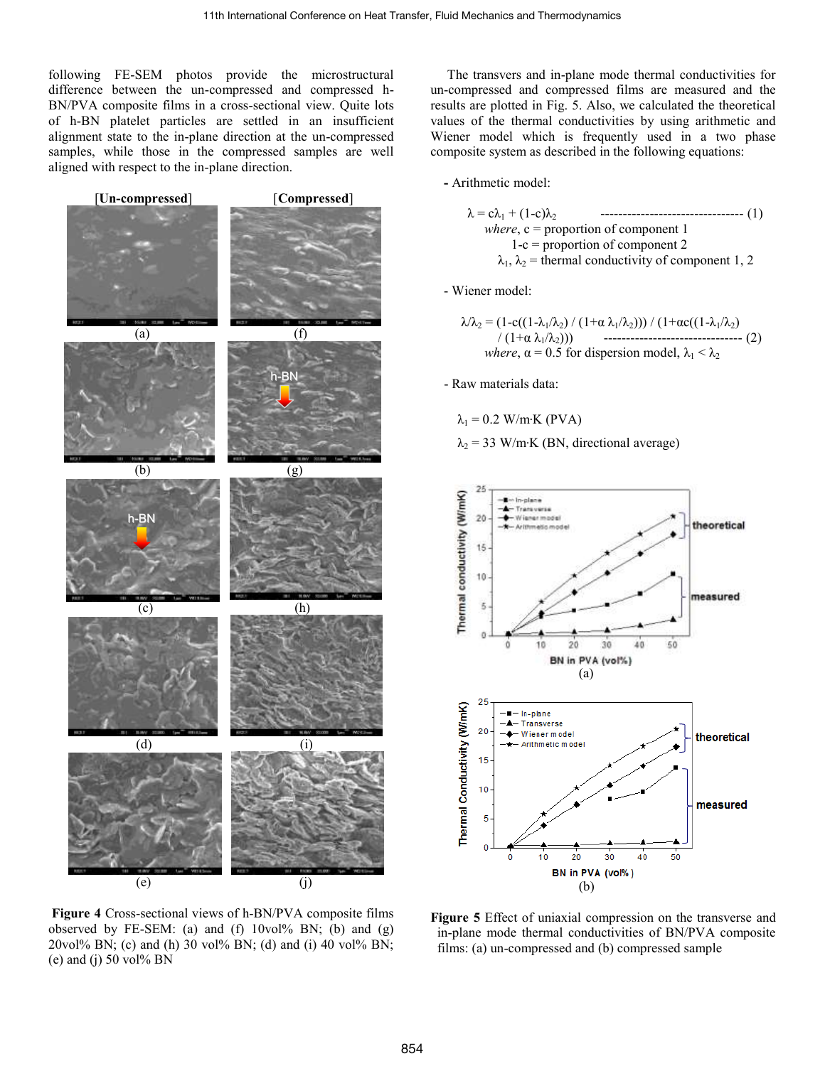following FE-SEM photos provide the microstructural difference between the un-compressed and compressed h-BN/PVA composite films in a cross-sectional view. Quite lots of h-BN platelet particles are settled in an insufficient alignment state to the in-plane direction at the un-compressed samples, while those in the compressed samples are well aligned with respect to the in-plane direction.

**Figure 4** Cross-sectional views of h-BN/PVA composite films observed by FE-SEM: (a) and (f) 10vol% BN; (b) and (g) 20vol% BN; (c) and (h) 30 vol% BN; (d) and (i) 40 vol% BN; (e) and (j) 50 vol% BN

The transvers and in-plane mode thermal conductivities for un-compressed and compressed films are measured and the results are plotted in Fig. 5. Also, we calculated the theoretical values of the thermal conductivities by using arithmetic and Wiener model which is frequently used in a two phase composite system as described in the following equations:

**-** Arithmetic model:

$$\lambda = c\lambda_1 + (1\text{-}c)\lambda_2 \qquad (1)$$

*where*, c = proportion of component 1

1-c = proportion of component 2

$\lambda_1$, $\lambda_2$ = thermal conductivity of component 1, 2

- Wiener model:

$$\lambda/\lambda_2 = (1\text{-}c((1\text{-}\lambda_1/\lambda_2) / (1+\alpha\ \lambda_1/\lambda_2))) / (1+\alpha c((1\text{-}\lambda_1/\lambda_2) / (1+\alpha\ \lambda_1/\lambda_2))) \qquad (2)$$

*where*, $\alpha$ = 0.5 for dispersion model, $\lambda_1 < \lambda_2$

- Raw materials data:

$\lambda_1$ = 0.2 W/m·K (PVA)

$\lambda_2$ = 33 W/m·K (BN, directional average)

**Figure 5** Effect of uniaxial compression on the transverse and in-plane mode thermal conductivities of BN/PVA composite films: (a) un-compressed and (b) compressed sample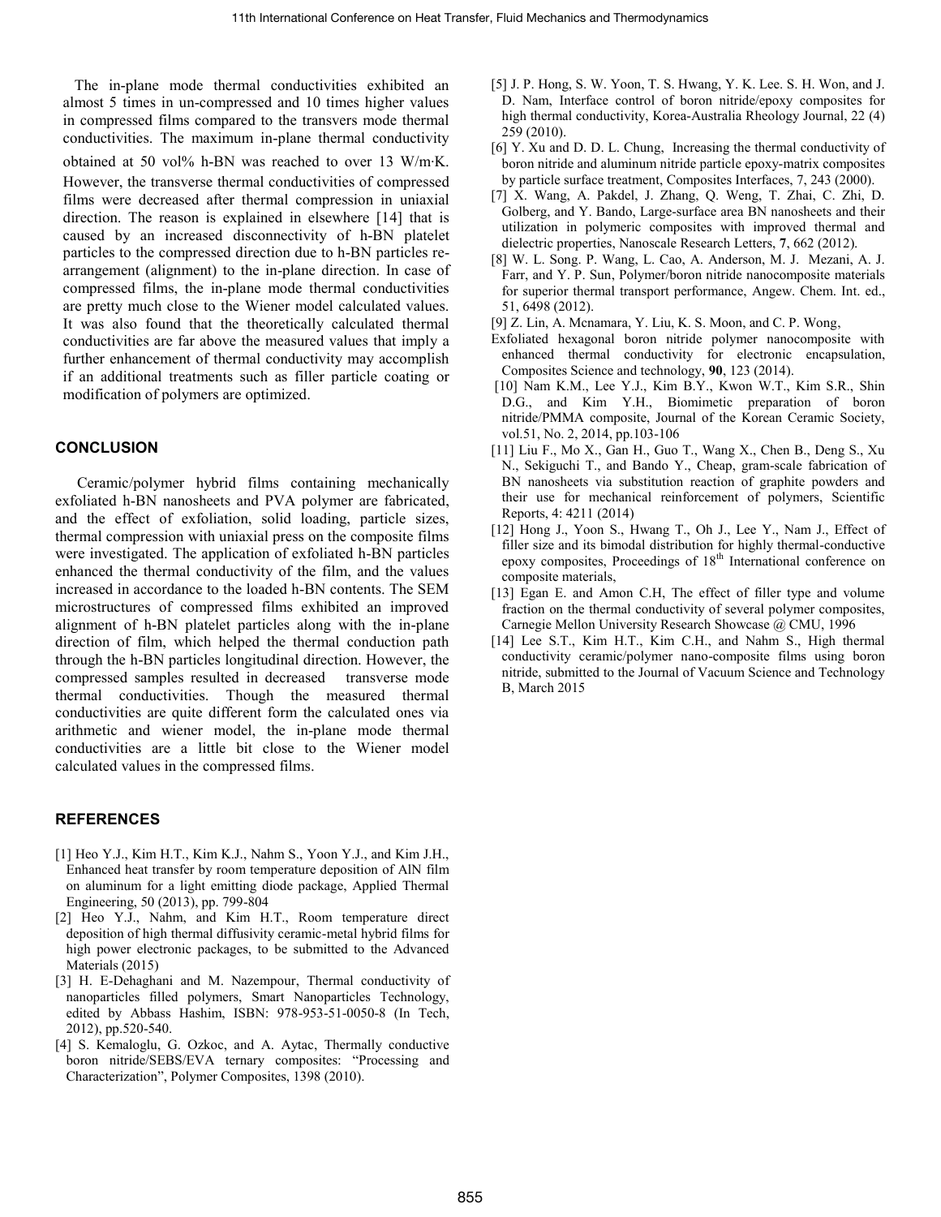The in-plane mode thermal conductivities exhibited an almost 5 times in un-compressed and 10 times higher values in compressed films compared to the transvers mode thermal conductivities. The maximum in-plane thermal conductivity obtained at 50 vol% h-BN was reached to over 13 W/m·K. However, the transverse thermal conductivities of compressed films were decreased after thermal compression in uniaxial direction. The reason is explained in elsewhere [14] that is caused by an increased disconnectivity of h-BN platelet particles to the compressed direction due to h-BN particles re-arrangement (alignment) to the in-plane direction. In case of compressed films, the in-plane mode thermal conductivities are pretty much close to the Wiener model calculated values. It was also found that the theoretically calculated thermal conductivities are far above the measured values that imply a further enhancement of thermal conductivity may accomplish if an additional treatments such as filler particle coating or modification of polymers are optimized.

## CONCLUSION

Ceramic/polymer hybrid films containing mechanically exfoliated h-BN nanosheets and PVA polymer are fabricated, and the effect of exfoliation, solid loading, particle sizes, thermal compression with uniaxial press on the composite films were investigated. The application of exfoliated h-BN particles enhanced the thermal conductivity of the film, and the values increased in accordance to the loaded h-BN contents. The SEM microstructures of compressed films exhibited an improved alignment of h-BN platelet particles along with the in-plane direction of film, which helped the thermal conduction path through the h-BN particles longitudinal direction. However, the compressed samples resulted in decreased transverse mode thermal conductivities. Though the measured thermal conductivities are quite different form the calculated ones via arithmetic and wiener model, the in-plane mode thermal conductivities are a little bit close to the Wiener model calculated values in the compressed films.

## REFERENCES

[1] Heo Y.J., Kim H.T., Kim K.J., Nahm S., Yoon Y.J., and Kim J.H., Enhanced heat transfer by room temperature deposition of AlN film on aluminum for a light emitting diode package, Applied Thermal Engineering, 50 (2013), pp. 799-804

[2] Heo Y.J., Nahm, and Kim H.T., Room temperature direct deposition of high thermal diffusivity ceramic-metal hybrid films for high power electronic packages, to be submitted to the Advanced Materials (2015)

[3] H. E-Dehaghani and M. Nazempour, Thermal conductivity of nanoparticles filled polymers, Smart Nanoparticles Technology, edited by Abbass Hashim, ISBN: 978-953-51-0050-8 (In Tech, 2012), pp.520-540.

[4] S. Kemaloglu, G. Ozkoc, and A. Aytac, Thermally conductive boron nitride/SEBS/EVA ternary composites: "Processing and Characterization", Polymer Composites, 1398 (2010).

[5] J. P. Hong, S. W. Yoon, T. S. Hwang, Y. K. Lee. S. H. Won, and J. D. Nam, Interface control of boron nitride/epoxy composites for high thermal conductivity, Korea-Australia Rheology Journal, 22 (4) 259 (2010).

[6] Y. Xu and D. D. L. Chung, Increasing the thermal conductivity of boron nitride and aluminum nitride particle epoxy-matrix composites by particle surface treatment, Composites Interfaces, 7, 243 (2000).

[7] X. Wang, A. Pakdel, J. Zhang, Q. Weng, T. Zhai, C. Zhi, D. Golberg, and Y. Bando, Large-surface area BN nanosheets and their utilization in polymeric composites with improved thermal and dielectric properties, Nanoscale Research Letters, **7**, 662 (2012).

[8] W. L. Song. P. Wang, L. Cao, A. Anderson, M. J. Mezani, A. J. Farr, and Y. P. Sun, Polymer/boron nitride nanocomposite materials for superior thermal transport performance, Angew. Chem. Int. ed., 51, 6498 (2012).

[9] Z. Lin, A. Mcnamara, Y. Liu, K. S. Moon, and C. P. Wong, Exfoliated hexagonal boron nitride polymer nanocomposite with enhanced thermal conductivity for electronic encapsulation, Composites Science and technology, **90**, 123 (2014).

[10] Nam K.M., Lee Y.J., Kim B.Y., Kwon W.T., Kim S.R., Shin D.G., and Kim Y.H., Biomimetic preparation of boron nitride/PMMA composite, Journal of the Korean Ceramic Society, vol.51, No. 2, 2014, pp.103-106

[11] Liu F., Mo X., Gan H., Guo T., Wang X., Chen B., Deng S., Xu N., Sekiguchi T., and Bando Y., Cheap, gram-scale fabrication of BN nanosheets via substitution reaction of graphite powders and their use for mechanical reinforcement of polymers, Scientific Reports, 4: 4211 (2014)

[12] Hong J., Yoon S., Hwang T., Oh J., Lee Y., Nam J., Effect of filler size and its bimodal distribution for highly thermal-conductive epoxy composites, Proceedings of 18th International conference on composite materials,

[13] Egan E. and Amon C.H, The effect of filler type and volume fraction on the thermal conductivity of several polymer composites, Carnegie Mellon University Research Showcase @ CMU, 1996

[14] Lee S.T., Kim H.T., Kim C.H., and Nahm S., High thermal conductivity ceramic/polymer nano-composite films using boron nitride, submitted to the Journal of Vacuum Science and Technology B, March 2015